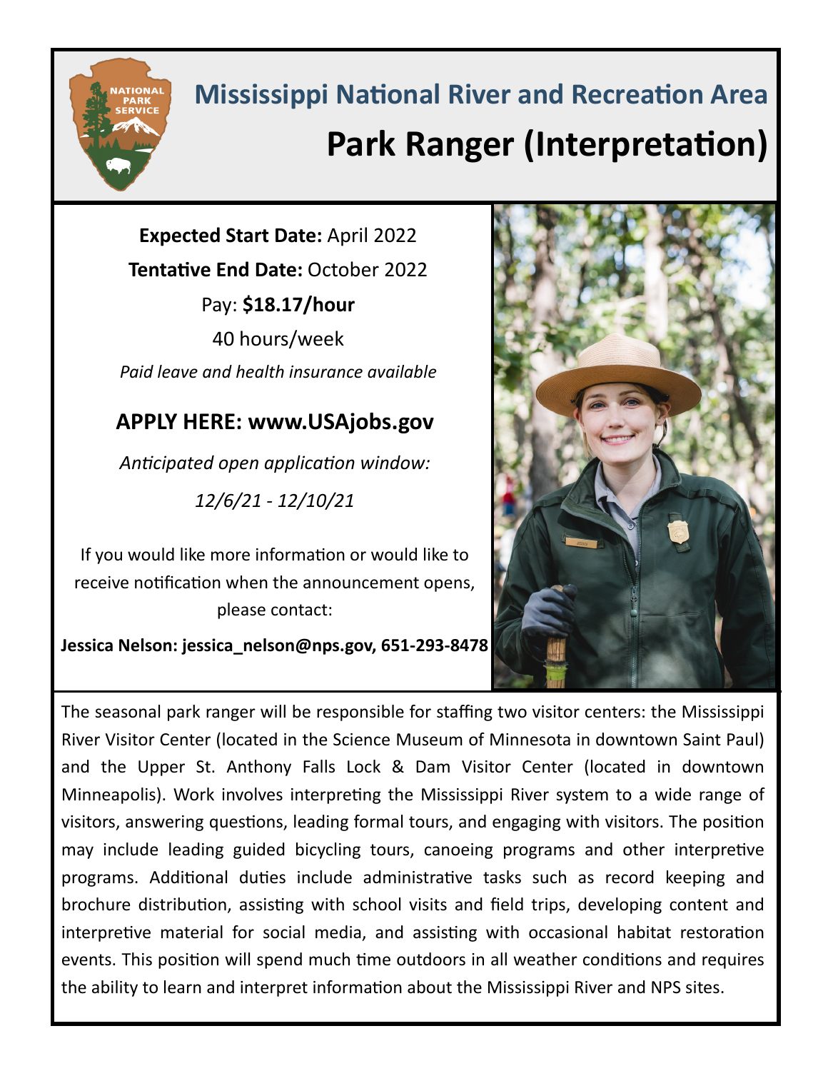# Mississippi National River and Recreation Area

# Park Ranger (Interpretation)

**Expected Start Date:** April 2022

**Tentative End Date:** October 2022

Pay: **$18.17/hour**

40 hours/week

*Paid leave and health insurance available*

## APPLY HERE: www.USAjobs.gov

*Anticipated open application window:*

*12/6/21 - 12/10/21*

If you would like more information or would like to receive notification when the announcement opens, please contact:

**Jessica Nelson: jessica_nelson@nps.gov, 651-293-8478**

The seasonal park ranger will be responsible for staffing two visitor centers: the Mississippi River Visitor Center (located in the Science Museum of Minnesota in downtown Saint Paul) and the Upper St. Anthony Falls Lock & Dam Visitor Center (located in downtown Minneapolis). Work involves interpreting the Mississippi River system to a wide range of visitors, answering questions, leading formal tours, and engaging with visitors. The position may include leading guided bicycling tours, canoeing programs and other interpretive programs. Additional duties include administrative tasks such as record keeping and brochure distribution, assisting with school visits and field trips, developing content and interpretive material for social media, and assisting with occasional habitat restoration events. This position will spend much time outdoors in all weather conditions and requires the ability to learn and interpret information about the Mississippi River and NPS sites.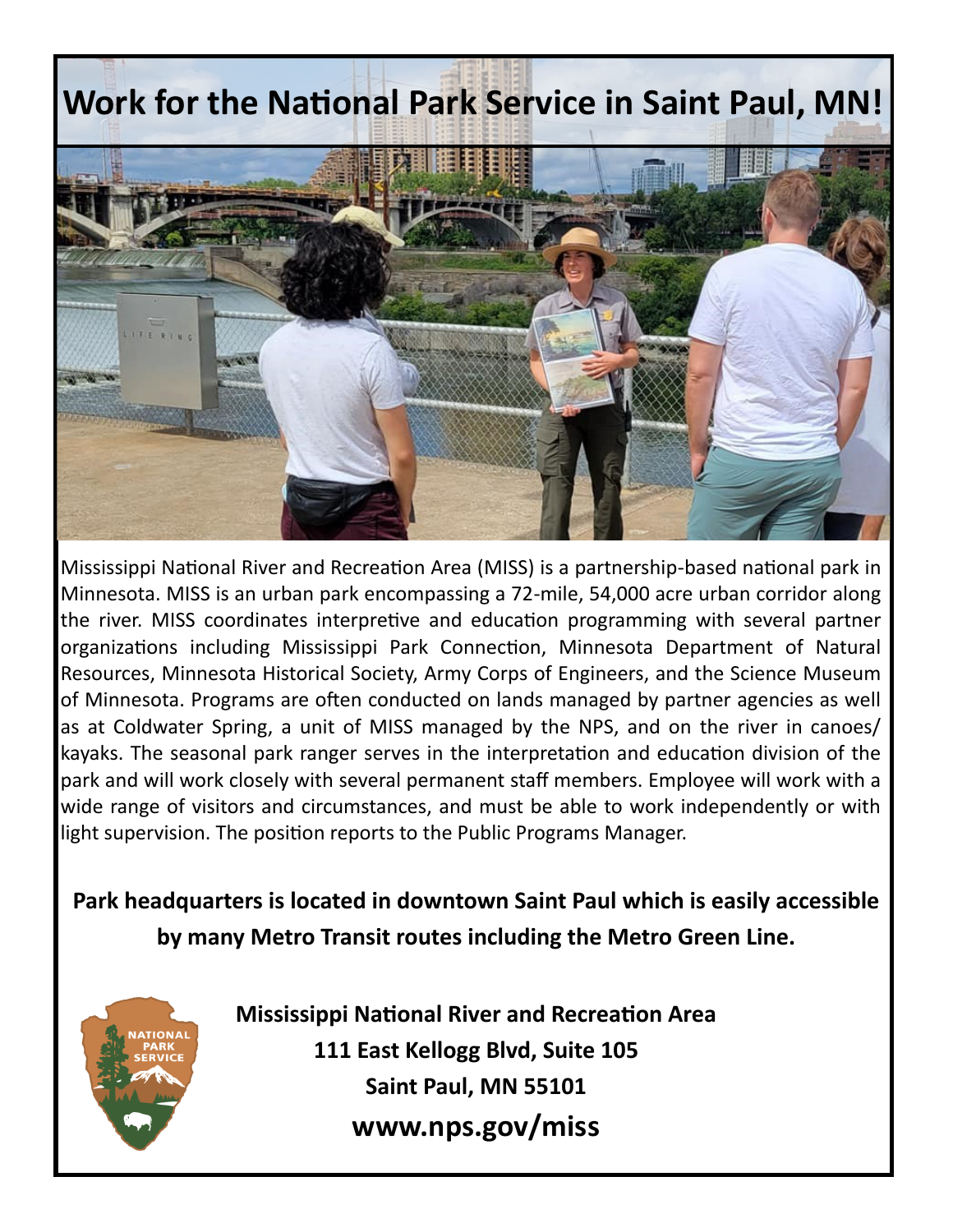# Work for the National Park Service in Saint Paul, MN!

Mississippi National River and Recreation Area (MISS) is a partnership-based national park in Minnesota. MISS is an urban park encompassing a 72-mile, 54,000 acre urban corridor along the river. MISS coordinates interpretive and education programming with several partner organizations including Mississippi Park Connection, Minnesota Department of Natural Resources, Minnesota Historical Society, Army Corps of Engineers, and the Science Museum of Minnesota. Programs are often conducted on lands managed by partner agencies as well as at Coldwater Spring, a unit of MISS managed by the NPS, and on the river in canoes/kayaks. The seasonal park ranger serves in the interpretation and education division of the park and will work closely with several permanent staff members. Employee will work with a wide range of visitors and circumstances, and must be able to work independently or with light supervision. The position reports to the Public Programs Manager.

**Park headquarters is located in downtown Saint Paul which is easily accessible by many Metro Transit routes including the Metro Green Line.**

**Mississippi National River and Recreation Area**
**111 East Kellogg Blvd, Suite 105**
**Saint Paul, MN 55101**
**www.nps.gov/miss**